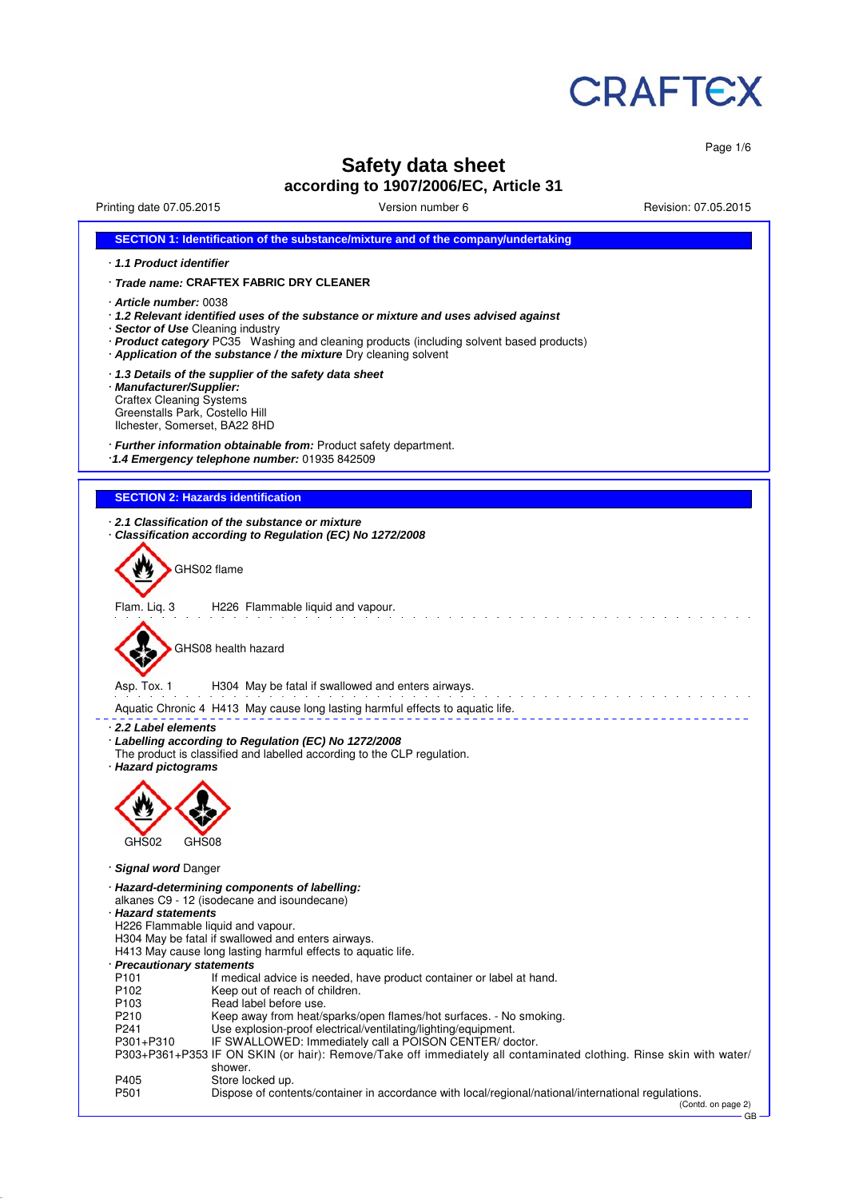CRAFTEX

# Safety data sheet
## according to 1907/2006/EC, Article 31

Printing date 07.05.2015 Version number 6 Revision: 07.05.2015

### SECTION 1: Identification of the substance/mixture and of the company/undertaking

· ***1.1 Product identifier***

· ***Trade name:*** **CRAFTEX FABRIC DRY CLEANER**

· ***Article number:*** 0038
· ***1.2 Relevant identified uses of the substance or mixture and uses advised against***
· ***Sector of Use*** Cleaning industry
· ***Product category*** PC35 Washing and cleaning products (including solvent based products)
· ***Application of the substance / the mixture*** Dry cleaning solvent

· ***1.3 Details of the supplier of the safety data sheet***
· ***Manufacturer/Supplier:***
Craftex Cleaning Systems
Greenstalls Park, Costello Hill
Ilchester, Somerset, BA22 8HD

· ***Further information obtainable from:*** Product safety department.
· ***1.4 Emergency telephone number:*** 01935 842509

### SECTION 2: Hazards identification

· ***2.1 Classification of the substance or mixture***
· ***Classification according to Regulation (EC) No 1272/2008***

GHS02 flame

Flam. Liq. 3 H226 Flammable liquid and vapour.

GHS08 health hazard

Asp. Tox. 1 H304 May be fatal if swallowed and enters airways.

Aquatic Chronic 4 H413 May cause long lasting harmful effects to aquatic life.

· ***2.2 Label elements***
· ***Labelling according to Regulation (EC) No 1272/2008***
The product is classified and labelled according to the CLP regulation.
· ***Hazard pictograms***

GHS02 GHS08

· ***Signal word*** Danger

· ***Hazard-determining components of labelling:***
alkanes C9 - 12 (isodecane and isoundecane)
· ***Hazard statements***
H226 Flammable liquid and vapour.
H304 May be fatal if swallowed and enters airways.
H413 May cause long lasting harmful effects to aquatic life.
· ***Precautionary statements***

| | |
|---|---|
| P101 | If medical advice is needed, have product container or label at hand. |
| P102 | Keep out of reach of children. |
| P103 | Read label before use. |
| P210 | Keep away from heat/sparks/open flames/hot surfaces. - No smoking. |
| P241 | Use explosion-proof electrical/ventilating/lighting/equipment. |
| P301+P310 | IF SWALLOWED: Immediately call a POISON CENTER/ doctor. |
| P303+P361+P353 | IF ON SKIN (or hair): Remove/Take off immediately all contaminated clothing. Rinse skin with water/shower. |
| P405 | Store locked up. |
| P501 | Dispose of contents/container in accordance with local/regional/national/international regulations. |

(Contd. on page 2)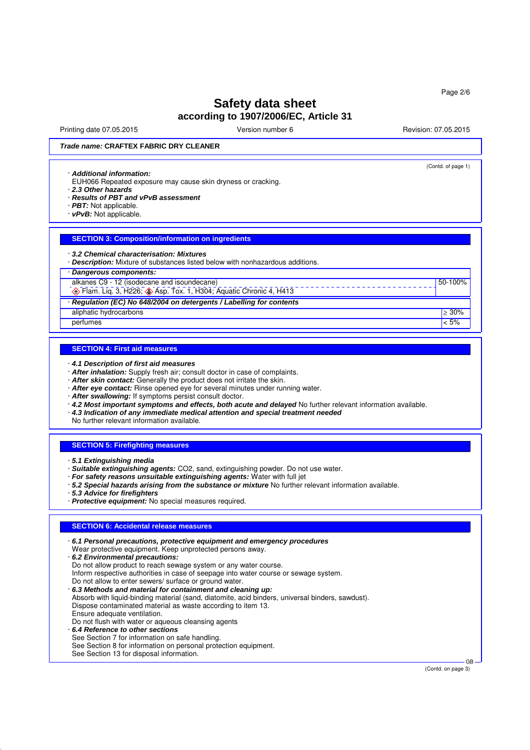**Trade name: CRAFTEX FABRIC DRY CLEANER**

(Contd. of page 1)

· ***Additional information:***
EUH066 Repeated exposure may cause skin dryness or cracking.
· ***2.3 Other hazards***
· ***Results of PBT and vPvB assessment***
· ***PBT:*** Not applicable.
· ***vPvB:*** Not applicable.

## SECTION 3: Composition/information on ingredients

· ***3.2 Chemical characterisation: Mixtures***
· ***Description:*** Mixture of substances listed below with nonhazardous additions.

| · ***Dangerous components:*** | |
|---|---|
| alkanes C9 - 12 (isodecane and isoundecane)<br>Flam. Liq. 3, H226; Asp. Tox. 1, H304; Aquatic Chronic 4, H413 | 50-100% |
| · ***Regulation (EC) No 648/2004 on detergents / Labelling for contents*** | |
| aliphatic hydrocarbons | ≥ 30% |
| perfumes | < 5% |

## SECTION 4: First aid measures

· ***4.1 Description of first aid measures***
· ***After inhalation:*** Supply fresh air; consult doctor in case of complaints.
· ***After skin contact:*** Generally the product does not irritate the skin.
· ***After eye contact:*** Rinse opened eye for several minutes under running water.
· ***After swallowing:*** If symptoms persist consult doctor.
· ***4.2 Most important symptoms and effects, both acute and delayed*** No further relevant information available.
· ***4.3 Indication of any immediate medical attention and special treatment needed***
No further relevant information available.

## SECTION 5: Firefighting measures

· ***5.1 Extinguishing media***
· ***Suitable extinguishing agents:*** $CO_2$, sand, extinguishing powder. Do not use water.
· ***For safety reasons unsuitable extinguishing agents:*** Water with full jet
· ***5.2 Special hazards arising from the substance or mixture*** No further relevant information available.
· ***5.3 Advice for firefighters***
· ***Protective equipment:*** No special measures required.

## SECTION 6: Accidental release measures

· ***6.1 Personal precautions, protective equipment and emergency procedures***
Wear protective equipment. Keep unprotected persons away.
· ***6.2 Environmental precautions:***
Do not allow product to reach sewage system or any water course.
Inform respective authorities in case of seepage into water course or sewage system.
Do not allow to enter sewers/ surface or ground water.
· ***6.3 Methods and material for containment and cleaning up:***
Absorb with liquid-binding material (sand, diatomite, acid binders, universal binders, sawdust).
Dispose contaminated material as waste according to item 13.
Ensure adequate ventilation.
Do not flush with water or aqueous cleansing agents
· ***6.4 Reference to other sections***
See Section 7 for information on safe handling.
See Section 8 for information on personal protection equipment.
See Section 13 for disposal information.

(Contd. on page 3)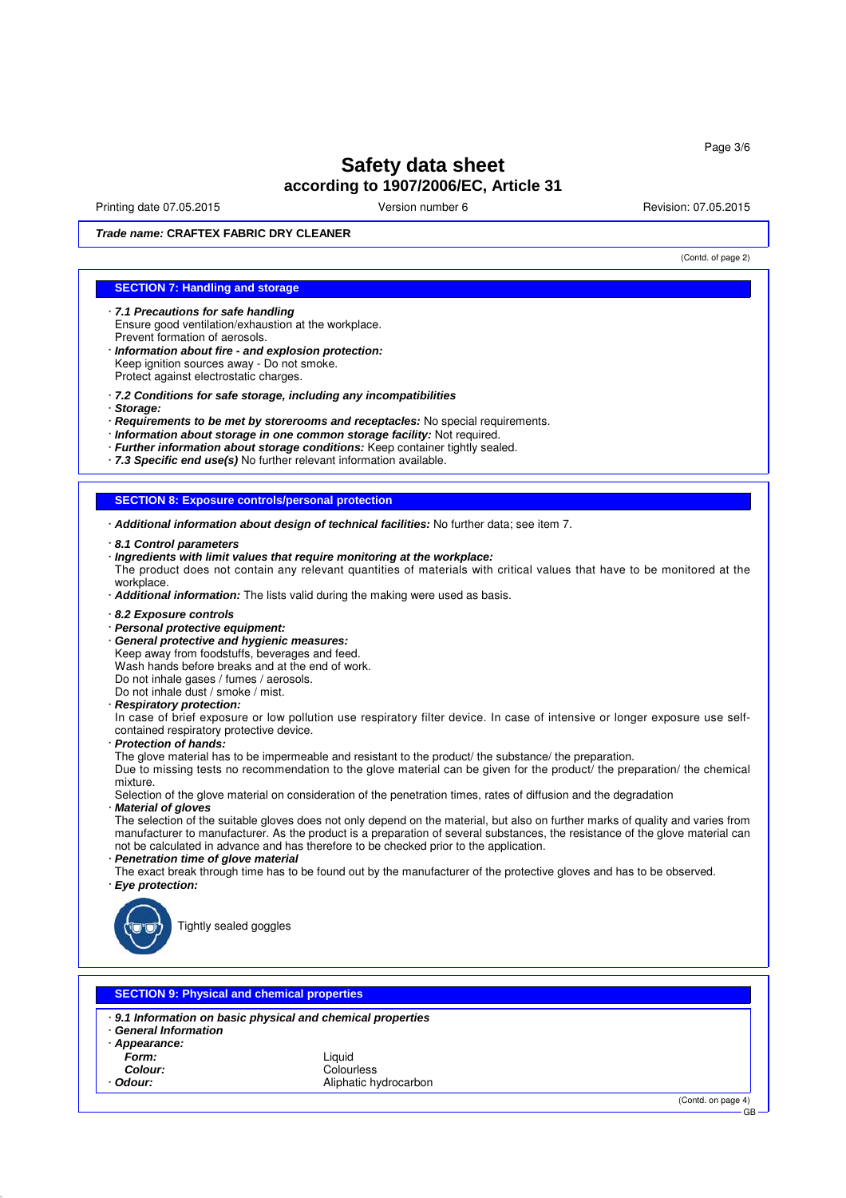Trade name: **CRAFTEX FABRIC DRY CLEANER**

(Contd. of page 2)

## SECTION 7: Handling and storage

· ***7.1 Precautions for safe handling***
Ensure good ventilation/exhaustion at the workplace.
Prevent formation of aerosols.
· ***Information about fire - and explosion protection:***
Keep ignition sources away - Do not smoke.
Protect against electrostatic charges.

· ***7.2 Conditions for safe storage, including any incompatibilities***
· ***Storage:***
· ***Requirements to be met by storerooms and receptacles:*** No special requirements.
· ***Information about storage in one common storage facility:*** Not required.
· ***Further information about storage conditions:*** Keep container tightly sealed.
· ***7.3 Specific end use(s)*** No further relevant information available.

## SECTION 8: Exposure controls/personal protection

· ***Additional information about design of technical facilities:*** No further data; see item 7.

· ***8.1 Control parameters***
· ***Ingredients with limit values that require monitoring at the workplace:***
The product does not contain any relevant quantities of materials with critical values that have to be monitored at the workplace.
· ***Additional information:*** The lists valid during the making were used as basis.

· ***8.2 Exposure controls***
· ***Personal protective equipment:***
· ***General protective and hygienic measures:***
Keep away from foodstuffs, beverages and feed.
Wash hands before breaks and at the end of work.
Do not inhale gases / fumes / aerosols.
Do not inhale dust / smoke / mist.
· ***Respiratory protection:***
In case of brief exposure or low pollution use respiratory filter device. In case of intensive or longer exposure use self-contained respiratory protective device.
· ***Protection of hands:***
The glove material has to be impermeable and resistant to the product/ the substance/ the preparation.
Due to missing tests no recommendation to the glove material can be given for the product/ the preparation/ the chemical mixture.
Selection of the glove material on consideration of the penetration times, rates of diffusion and the degradation
· ***Material of gloves***
The selection of the suitable gloves does not only depend on the material, but also on further marks of quality and varies from manufacturer to manufacturer. As the product is a preparation of several substances, the resistance of the glove material can not be calculated in advance and has therefore to be checked prior to the application.
· ***Penetration time of glove material***
The exact break through time has to be found out by the manufacturer of the protective gloves and has to be observed.
· ***Eye protection:***

Tightly sealed goggles

## SECTION 9: Physical and chemical properties

· ***9.1 Information on basic physical and chemical properties***
· ***General Information***
· ***Appearance:***

| | |
|---|---|
| ***Form:*** | Liquid |
| ***Colour:*** | Colourless |
| · ***Odour:*** | Aliphatic hydrocarbon |

(Contd. on page 4)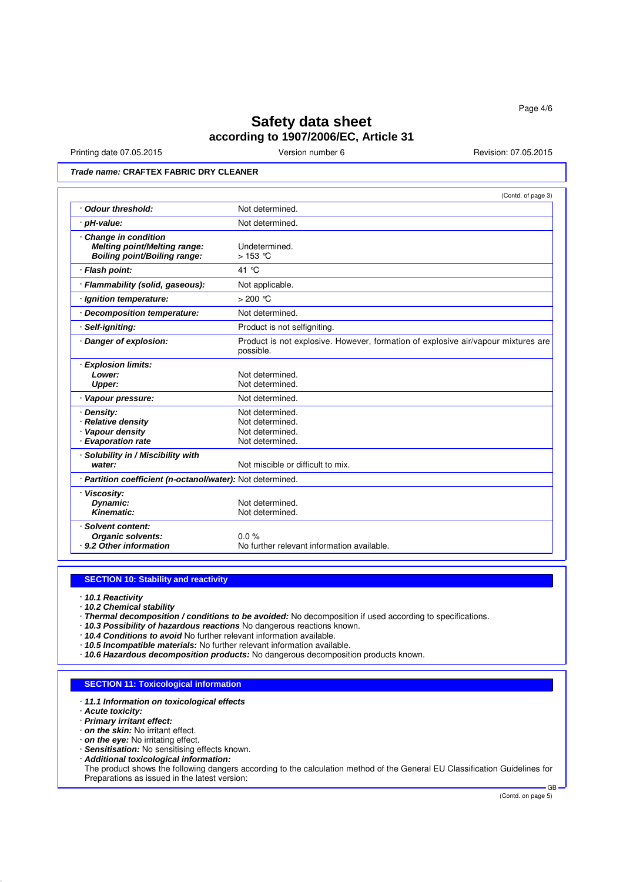**Trade name: CRAFTEX FABRIC DRY CLEANER**

(Contd. of page 3)

| | |
|---|---|
| · ***Odour threshold:*** | Not determined. |
| · ***pH-value:*** | Not determined. |
| · ***Change in condition*** <br> ***Melting point/Melting range:*** <br> ***Boiling point/Boiling range:*** | <br> Undetermined. <br> > 153 °C |
| · ***Flash point:*** | 41 °C |
| · ***Flammability (solid, gaseous):*** | Not applicable. |
| · ***Ignition temperature:*** | > 200 °C |
| · ***Decomposition temperature:*** | Not determined. |
| · ***Self-igniting:*** | Product is not selfigniting. |
| · ***Danger of explosion:*** | Product is not explosive. However, formation of explosive air/vapour mixtures are possible. |
| · ***Explosion limits:*** <br> ***Lower:*** <br> ***Upper:*** | <br> Not determined. <br> Not determined. |
| · ***Vapour pressure:*** | Not determined. |
| · ***Density:*** <br> · ***Relative density*** <br> · ***Vapour density*** <br> · ***Evaporation rate*** | Not determined. <br> Not determined. <br> Not determined. <br> Not determined. |
| · ***Solubility in / Miscibility with water:*** | Not miscible or difficult to mix. |
| · ***Partition coefficient (n-octanol/water):*** | Not determined. |
| · ***Viscosity:*** <br> ***Dynamic:*** <br> ***Kinematic:*** | <br> Not determined. <br> Not determined. |
| · ***Solvent content:*** <br> ***Organic solvents:*** <br> · ***9.2 Other information*** | <br> 0.0 % <br> No further relevant information available. |

## SECTION 10: Stability and reactivity

· ***10.1 Reactivity***
· ***10.2 Chemical stability***
· ***Thermal decomposition / conditions to be avoided:*** No decomposition if used according to specifications.
· ***10.3 Possibility of hazardous reactions*** No dangerous reactions known.
· ***10.4 Conditions to avoid*** No further relevant information available.
· ***10.5 Incompatible materials:*** No further relevant information available.
· ***10.6 Hazardous decomposition products:*** No dangerous decomposition products known.

## SECTION 11: Toxicological information

· ***11.1 Information on toxicological effects***
· ***Acute toxicity:***
· ***Primary irritant effect:***
· ***on the skin:*** No irritant effect.
· ***on the eye:*** No irritating effect.
· ***Sensitisation:*** No sensitising effects known.
· ***Additional toxicological information:***
The product shows the following dangers according to the calculation method of the General EU Classification Guidelines for Preparations as issued in the latest version:

(Contd. on page 5)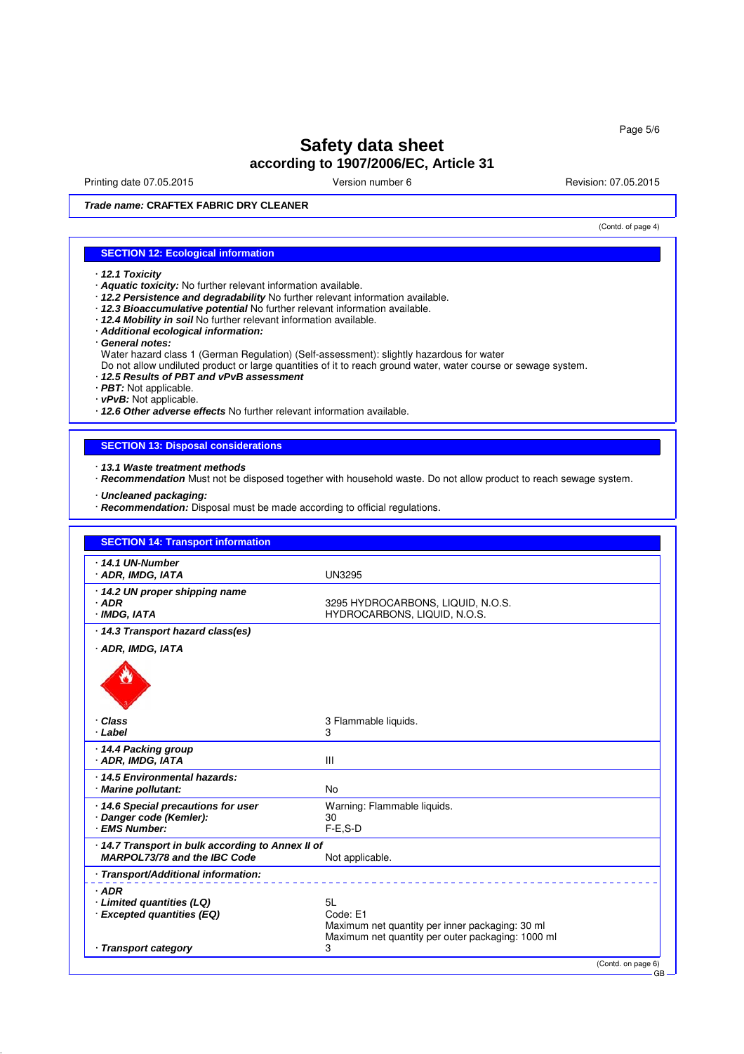# Safety data sheet
## according to 1907/2006/EC, Article 31

Printing date 07.05.2015 Version number 6 Revision: 07.05.2015

***Trade name:* CRAFTEX FABRIC DRY CLEANER**

(Contd. of page 4)

## SECTION 12: Ecological information

· ***12.1 Toxicity***
· ***Aquatic toxicity:*** No further relevant information available.
· ***12.2 Persistence and degradability*** No further relevant information available.
· ***12.3 Bioaccumulative potential*** No further relevant information available.
· ***12.4 Mobility in soil*** No further relevant information available.
· ***Additional ecological information:***
· ***General notes:***
Water hazard class 1 (German Regulation) (Self-assessment): slightly hazardous for water
Do not allow undiluted product or large quantities of it to reach ground water, water course or sewage system.
· ***12.5 Results of PBT and vPvB assessment***
· ***PBT:*** Not applicable.
· ***vPvB:*** Not applicable.
· ***12.6 Other adverse effects*** No further relevant information available.

## SECTION 13: Disposal considerations

· ***13.1 Waste treatment methods***
· ***Recommendation*** Must not be disposed together with household waste. Do not allow product to reach sewage system.

· ***Uncleaned packaging:***
· ***Recommendation:*** Disposal must be made according to official regulations.

## SECTION 14: Transport information

| | |
|---|---|
| · ***14.1 UN-Number***<br>· ***ADR, IMDG, IATA*** | UN3295 |
| · ***14.2 UN proper shipping name***<br>· ***ADR***<br>· ***IMDG, IATA*** | <br>3295 HYDROCARBONS, LIQUID, N.O.S.<br>HYDROCARBONS, LIQUID, N.O.S. |
| · ***14.3 Transport hazard class(es)*** | |
| · ***ADR, IMDG, IATA*** | |
| · ***Class***<br>· ***Label*** | 3 Flammable liquids.<br>3 |
| · ***14.4 Packing group***<br>· ***ADR, IMDG, IATA*** | III |
| · ***14.5 Environmental hazards:***<br>· ***Marine pollutant:*** | No |
| · ***14.6 Special precautions for user***<br>· ***Danger code (Kemler):***<br>· ***EMS Number:*** | Warning: Flammable liquids.<br>30<br>F-E,S-D |
| · ***14.7 Transport in bulk according to Annex II of MARPOL73/78 and the IBC Code*** | Not applicable. |
| · ***Transport/Additional information:*** | |
| · ***ADR***<br>· ***Limited quantities (LQ)***<br>· ***Excepted quantities (EQ)*** | <br>5L<br>Code: E1<br>Maximum net quantity per inner packaging: 30 ml<br>Maximum net quantity per outer packaging: 1000 ml |
| · ***Transport category*** | 3 |

(Contd. on page 6)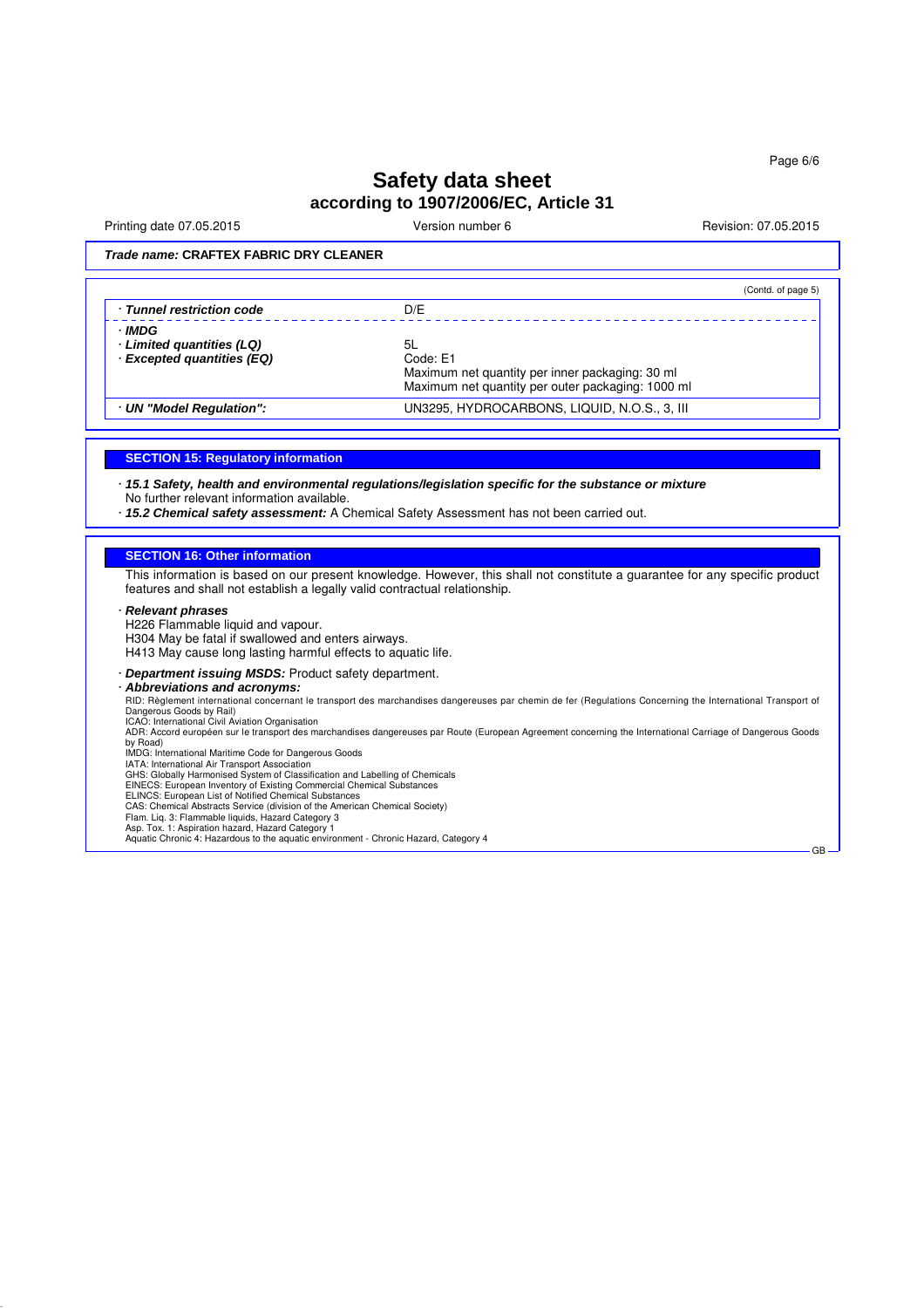(Contd. of page 5)

| | |
|---|---|
| · **Tunnel restriction code** | D/E |
| · **IMDG** | |
| · **Limited quantities (LQ)** | 5L |
| · **Excepted quantities (EQ)** | Code: E1<br>Maximum net quantity per inner packaging: 30 ml<br>Maximum net quantity per outer packaging: 1000 ml |
| · **UN "Model Regulation":** | UN3295, HYDROCARBONS, LIQUID, N.O.S., 3, III |

## SECTION 15: Regulatory information

· ***15.1 Safety, health and environmental regulations/legislation specific for the substance or mixture***
No further relevant information available.
· ***15.2 Chemical safety assessment:*** A Chemical Safety Assessment has not been carried out.

## SECTION 16: Other information

This information is based on our present knowledge. However, this shall not constitute a guarantee for any specific product features and shall not establish a legally valid contractual relationship.

· ***Relevant phrases***
H226 Flammable liquid and vapour.
H304 May be fatal if swallowed and enters airways.
H413 May cause long lasting harmful effects to aquatic life.

· ***Department issuing MSDS:*** Product safety department.
· ***Abbreviations and acronyms:***
RID: Règlement international concernant le transport des marchandises dangereuses par chemin de fer (Regulations Concerning the International Transport of Dangerous Goods by Rail)
ICAO: International Civil Aviation Organisation
ADR: Accord européen sur le transport des marchandises dangereuses par Route (European Agreement concerning the International Carriage of Dangerous Goods by Road)
IMDG: International Maritime Code for Dangerous Goods
IATA: International Air Transport Association
GHS: Globally Harmonised System of Classification and Labelling of Chemicals
EINECS: European Inventory of Existing Commercial Chemical Substances
ELINCS: European List of Notified Chemical Substances
CAS: Chemical Abstracts Service (division of the American Chemical Society)
Flam. Liq. 3: Flammable liquids, Hazard Category 3
Asp. Tox. 1: Aspiration hazard, Hazard Category 1
Aquatic Chronic 4: Hazardous to the aquatic environment - Chronic Hazard, Category 4